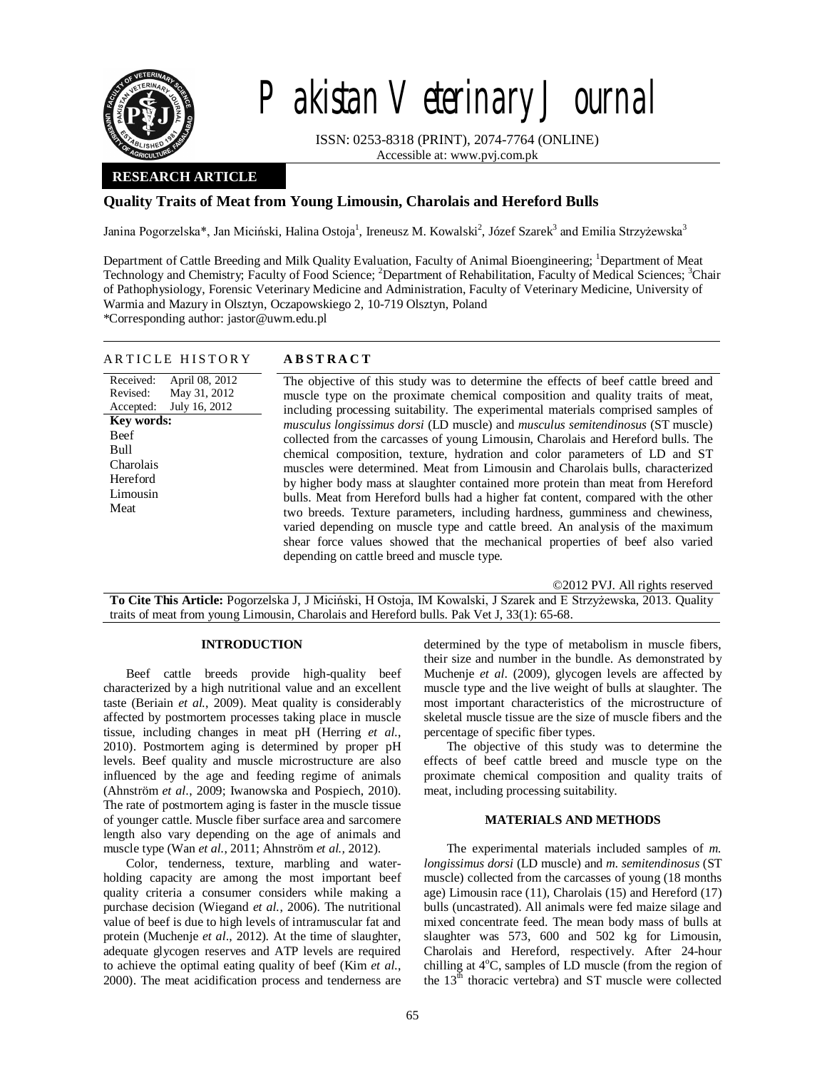# Pakistan Veterinary Journal

ISSN: 0253-8318 (PRINT), 2074-7764 (ONLINE)
Accessible at: www.pvj.com.pk

**RESEARCH ARTICLE**

## Quality Traits of Meat from Young Limousin, Charolais and Hereford Bulls

Janina Pogorzelska*, Jan Miciński, Halina Ostoja[1], Ireneusz M. Kowalski[2], Józef Szarek[3] and Emilia Strzyżewska[3]

Department of Cattle Breeding and Milk Quality Evaluation, Faculty of Animal Bioengineering; [1]Department of Meat Technology and Chemistry; Faculty of Food Science; [2]Department of Rehabilitation, Faculty of Medical Sciences; [3]Chair of Pathophysiology, Forensic Veterinary Medicine and Administration, Faculty of Veterinary Medicine, University of Warmia and Mazury in Olsztyn, Oczapowskiego 2, 10-719 Olsztyn, Poland
*Corresponding author: jastor@uwm.edu.pl

### ARTICLE HISTORY

Received: April 08, 2012
Revised: May 31, 2012
Accepted: July 16, 2012

**Key words:**
Beef
Bull
Charolais
Hereford
Limousin
Meat

### ABSTRACT

The objective of this study was to determine the effects of beef cattle breed and muscle type on the proximate chemical composition and quality traits of meat, including processing suitability. The experimental materials comprised samples of *musculus longissimus dorsi* (LD muscle) and *musculus semitendinosus* (ST muscle) collected from the carcasses of young Limousin, Charolais and Hereford bulls. The chemical composition, texture, hydration and color parameters of LD and ST muscles were determined. Meat from Limousin and Charolais bulls, characterized by higher body mass at slaughter contained more protein than meat from Hereford bulls. Meat from Hereford bulls had a higher fat content, compared with the other two breeds. Texture parameters, including hardness, gumminess and chewiness, varied depending on muscle type and cattle breed. An analysis of the maximum shear force values showed that the mechanical properties of beef also varied depending on cattle breed and muscle type.

©2012 PVJ. All rights reserved

**To Cite This Article:** Pogorzelska J, J Miciński, H Ostoja, IM Kowalski, J Szarek and E Strzyżewska, 2013. Quality traits of meat from young Limousin, Charolais and Hereford bulls. Pak Vet J, 33(1): 65-68.

## INTRODUCTION

Beef cattle breeds provide high-quality beef characterized by a high nutritional value and an excellent taste (Beriain *et al.*, 2009). Meat quality is considerably affected by postmortem processes taking place in muscle tissue, including changes in meat pH (Herring *et al.*, 2010). Postmortem aging is determined by proper pH levels. Beef quality and muscle microstructure are also influenced by the age and feeding regime of animals (Ahnström *et al.*, 2009; Iwanowska and Pospiech, 2010). The rate of postmortem aging is faster in the muscle tissue of younger cattle. Muscle fiber surface area and sarcomere length also vary depending on the age of animals and muscle type (Wan *et al.*, 2011; Ahnström *et al.,* 2012).

Color, tenderness, texture, marbling and water-holding capacity are among the most important beef quality criteria a consumer considers while making a purchase decision (Wiegand *et al.*, 2006). The nutritional value of beef is due to high levels of intramuscular fat and protein (Muchenje *et al*., 2012). At the time of slaughter, adequate glycogen reserves and ATP levels are required to achieve the optimal eating quality of beef (Kim *et al.*, 2000). The meat acidification process and tenderness are determined by the type of metabolism in muscle fibers, their size and number in the bundle. As demonstrated by Muchenje *et al*. (2009), glycogen levels are affected by muscle type and the live weight of bulls at slaughter. The most important characteristics of the microstructure of skeletal muscle tissue are the size of muscle fibers and the percentage of specific fiber types.

The objective of this study was to determine the effects of beef cattle breed and muscle type on the proximate chemical composition and quality traits of meat, including processing suitability.

## MATERIALS AND METHODS

The experimental materials included samples of *m. longissimus dorsi* (LD muscle) and *m. semitendinosus* (ST muscle) collected from the carcasses of young (18 months age) Limousin race (11), Charolais (15) and Hereford (17) bulls (uncastrated). All animals were fed maize silage and mixed concentrate feed. The mean body mass of bulls at slaughter was 573, 600 and 502 kg for Limousin, Charolais and Hereford, respectively. After 24-hour chilling at 4°C, samples of LD muscle (from the region of the 13th thoracic vertebra) and ST muscle were collected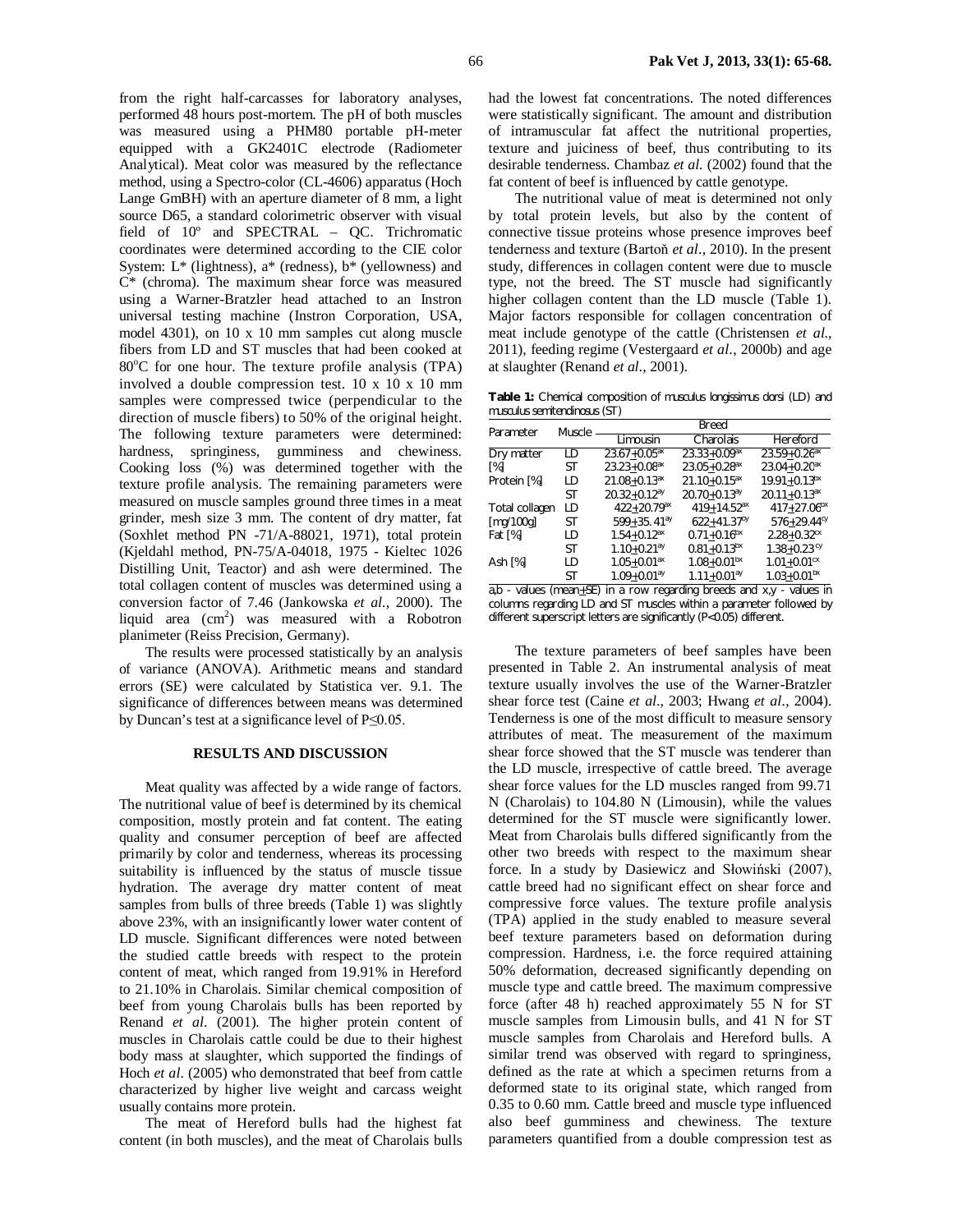from the right half-carcasses for laboratory analyses, performed 48 hours post-mortem. The pH of both muscles was measured using a PHM80 portable pH-meter equipped with a GK2401C electrode (Radiometer Analytical). Meat color was measured by the reflectance method, using a Spectro-color (CL-4606) apparatus (Hoch Lange GmBH) with an aperture diameter of 8 mm, a light source D65, a standard colorimetric observer with visual field of 10º and SPECTRAL – QC. Trichromatic coordinates were determined according to the CIE color System: L* (lightness), a* (redness), b* (yellowness) and C* (chroma). The maximum shear force was measured using a Warner-Bratzler head attached to an Instron universal testing machine (Instron Corporation, USA, model 4301), on 10 x 10 mm samples cut along muscle fibers from LD and ST muscles that had been cooked at 80°C for one hour. The texture profile analysis (TPA) involved a double compression test. 10 x 10 x 10 mm samples were compressed twice (perpendicular to the direction of muscle fibers) to 50% of the original height. The following texture parameters were determined: hardness, springiness, gumminess and chewiness. Cooking loss (%) was determined together with the texture profile analysis. The remaining parameters were measured on muscle samples ground three times in a meat grinder, mesh size 3 mm. The content of dry matter, fat (Soxhlet method PN -71/A-88021, 1971), total protein (Kjeldahl method, PN-75/A-04018, 1975 - Kieltec 1026 Distilling Unit, Teactor) and ash were determined. The total collagen content of muscles was determined using a conversion factor of 7.46 (Jankowska *et al.,* 2000). The liquid area ($cm^2$) was measured with a Robotron planimeter (Reiss Precision, Germany).

The results were processed statistically by an analysis of variance (ANOVA). Arithmetic means and standard errors (SE) were calculated by Statistica ver. 9.1. The significance of differences between means was determined by Duncan's test at a significance level of $P \leq 0.05$.

## RESULTS AND DISCUSSION

Meat quality was affected by a wide range of factors. The nutritional value of beef is determined by its chemical composition, mostly protein and fat content. The eating quality and consumer perception of beef are affected primarily by color and tenderness, whereas its processing suitability is influenced by the status of muscle tissue hydration. The average dry matter content of meat samples from bulls of three breeds (Table 1) was slightly above 23%, with an insignificantly lower water content of LD muscle. Significant differences were noted between the studied cattle breeds with respect to the protein content of meat, which ranged from 19.91% in Hereford to 21.10% in Charolais. Similar chemical composition of beef from young Charolais bulls has been reported by Renand *et al*. (2001). The higher protein content of muscles in Charolais cattle could be due to their highest body mass at slaughter, which supported the findings of Hoch *et al*. (2005) who demonstrated that beef from cattle characterized by higher live weight and carcass weight usually contains more protein.

The meat of Hereford bulls had the highest fat content (in both muscles), and the meat of Charolais bulls had the lowest fat concentrations. The noted differences were statistically significant. The amount and distribution of intramuscular fat affect the nutritional properties, texture and juiciness of beef, thus contributing to its desirable tenderness. Chambaz *et al.* (2002) found that the fat content of beef is influenced by cattle genotype.

The nutritional value of meat is determined not only by total protein levels, but also by the content of connective tissue proteins whose presence improves beef tenderness and texture (Bartoň *et al*., 2010). In the present study, differences in collagen content were due to muscle type, not the breed. The ST muscle had significantly higher collagen content than the LD muscle (Table 1). Major factors responsible for collagen concentration of meat include genotype of the cattle (Christensen *et al*., 2011), feeding regime (Vestergaard *et al*., 2000b) and age at slaughter (Renand *et al*., 2001).

**Table 1:** Chemical composition of *musculus longissimus dorsi* (LD) and *musculus semitendinosus* (ST)

| Parameter | Muscle | Breed | | |
|---|---|---|---|---|
| | | Limousin | Charolais | Hereford |
| Dry matter [%] | LD | $23.67 \pm 0.05^{ax}$ | $23.33 \pm 0.09^{ax}$ | $23.59 \pm 0.26^{ax}$ |
| | ST | $23.23 \pm 0.08^{ax}$ | $23.05 \pm 0.28^{ax}$ | $23.04 \pm 0.20^{ax}$ |
| Protein [%] | LD | $21.08 \pm 0.13^{ax}$ | $21.10 \pm 0.15^{ax}$ | $19.91 \pm 0.13^{bx}$ |
| | ST | $20.32 \pm 0.12^{ay}$ | $20.70 \pm 0.13^{ay}$ | $20.11 \pm 0.13^{ax}$ |
| Total collagen [mg/100g] | LD | $422 \pm 20.79^{ax}$ | $419 \pm 14.52^{ax}$ | $417 \pm 27.06^{ax}$ |
| | ST | $599 \pm 35.41^{ay}$ | $622 \pm 41.37^{ay}$ | $576 \pm 29.44^{cy}$ |
| Fat [%] | LD | $1.54 \pm 0.12^{ax}$ | $0.71 \pm 0.16^{bx}$ | $2.28 \pm 0.32^{cx}$ |
| | ST | $1.10 \pm 0.21^{ay}$ | $0.81 \pm 0.13^{bx}$ | $1.38 \pm 0.23^{cy}$ |
| Ash [%] | LD | $1.05 \pm 0.01^{ax}$ | $1.08 \pm 0.01^{bx}$ | $1.01 \pm 0.01^{cx}$ |
| | ST | $1.09 \pm 0.01^{ay}$ | $1.11 \pm 0.01^{ay}$ | $1.03 \pm 0.01^{bx}$ |

a,b - values (mean±SE) in a row regarding breeds and x,y - values in columns regarding LD and ST muscles within a parameter followed by different superscript letters are significantly (P<0.05) different.

The texture parameters of beef samples have been presented in Table 2. An instrumental analysis of meat texture usually involves the use of the Warner-Bratzler shear force test (Caine *et al*., 2003; Hwang *et al*., 2004). Tenderness is one of the most difficult to measure sensory attributes of meat. The measurement of the maximum shear force showed that the ST muscle was tenderer than the LD muscle, irrespective of cattle breed. The average shear force values for the LD muscles ranged from 99.71 N (Charolais) to 104.80 N (Limousin), while the values determined for the ST muscle were significantly lower. Meat from Charolais bulls differed significantly from the other two breeds with respect to the maximum shear force. In a study by Dasiewicz and Słowiński (2007), cattle breed had no significant effect on shear force and compressive force values. The texture profile analysis (TPA) applied in the study enabled to measure several beef texture parameters based on deformation during compression. Hardness, i.e. the force required attaining 50% deformation, decreased significantly depending on muscle type and cattle breed. The maximum compressive force (after 48 h) reached approximately 55 N for ST muscle samples from Limousin bulls, and 41 N for ST muscle samples from Charolais and Hereford bulls. A similar trend was observed with regard to springiness, defined as the rate at which a specimen returns from a deformed state to its original state, which ranged from 0.35 to 0.60 mm. Cattle breed and muscle type influenced also beef gumminess and chewiness. The texture parameters quantified from a double compression test as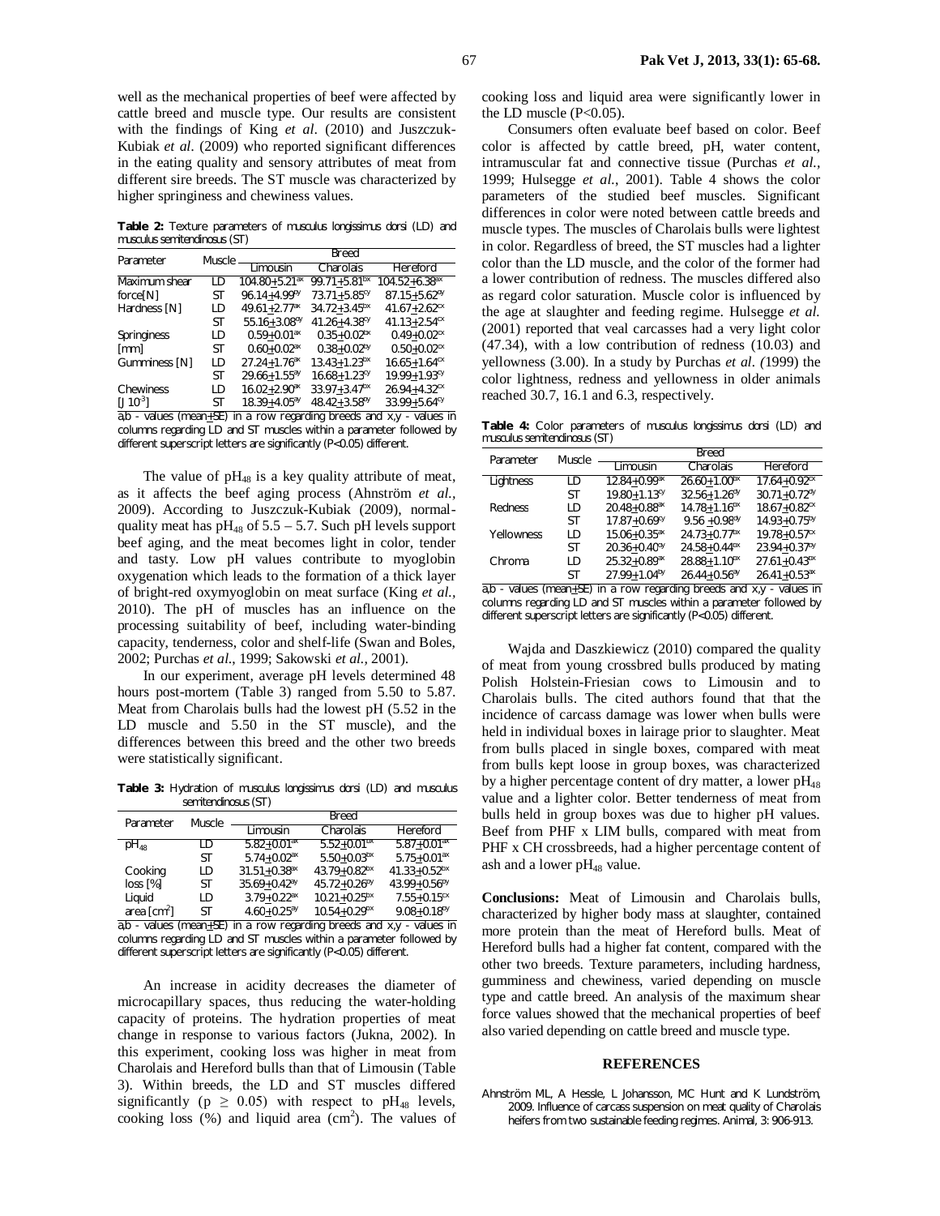well as the mechanical properties of beef were affected by cattle breed and muscle type. Our results are consistent with the findings of King *et al*. (2010) and Juszczuk-Kubiak *et al*. (2009) who reported significant differences in the eating quality and sensory attributes of meat from different sire breeds. The ST muscle was characterized by higher springiness and chewiness values.

**Table 2:** Texture parameters of *musculus longissimus dorsi* (LD) and *musculus semitendinosus* (ST)

| Parameter | Muscle | Breed | | |
|---|---|---|---|---|
| | | Limousin | Charolais | Hereford |
| Maximum shear force[N] | LD | 104.80±5.21$^{ax}$ | 99.71±5.81$^{bx}$ | 104.52±6.38$^{ax}$ |
| | ST | 96.14±4.99$^{ay}$ | 73.71±5.85$^{cy}$ | 87.15±5.62$^{ay}$ |
| Hardness [N] | LD | 49.61±2.77$^{ax}$ | 34.72±3.45$^{bx}$ | 41.67±2.62$^{cx}$ |
| | ST | 55.16±3.08$^{ay}$ | 41.26±4.38$^{cy}$ | 41.13±2.54$^{cy}$ |
| Springiness [mm] | LD | 0.59±0.01$^{ax}$ | 0.35±0.02$^{bx}$ | 0.49±0.02$^{cx}$ |
| | ST | 0.60±0.02$^{ax}$ | 0.38±0.02$^{by}$ | 0.50±0.02$^{cx}$ |
| Gumminess [N] | LD | 27.24±1.76$^{ax}$ | 13.43±1.23$^{bx}$ | 16.65±1.64$^{cx}$ |
| | ST | 29.66±1.55$^{ay}$ | 16.68±1.23$^{cy}$ | 19.99±1.93$^{cy}$ |
| Chewiness [J $10^{-3}$] | LD | 16.02±2.90$^{ax}$ | 33.97±3.47$^{bx}$ | 26.94±4.32$^{cx}$ |
| | ST | 18.39±4.05$^{ay}$ | 48.42±3.58$^{by}$ | 33.99±5.64$^{cy}$ |

a,b - values (mean±SE) in a row regarding breeds and x,y - values in columns regarding LD and ST muscles within a parameter followed by different superscript letters are significantly (P<0.05) different.

The value of $pH_{48}$ is a key quality attribute of meat, as it affects the beef aging process (Ahnström *et al*., 2009). According to Juszczuk-Kubiak (2009), normal-quality meat has $pH_{48}$ of 5.5 – 5.7. Such pH levels support beef aging, and the meat becomes light in color, tender and tasty. Low pH values contribute to myoglobin oxygenation which leads to the formation of a thick layer of bright-red oxymyoglobin on meat surface (King *et al*., 2010). The pH of muscles has an influence on the processing suitability of beef, including water-binding capacity, tenderness, color and shelf-life (Swan and Boles, 2002; Purchas *et al*., 1999; Sakowski *et al*., 2001).

In our experiment, average pH levels determined 48 hours post-mortem (Table 3) ranged from 5.50 to 5.87. Meat from Charolais bulls had the lowest pH (5.52 in the LD muscle and 5.50 in the ST muscle), and the differences between this breed and the other two breeds were statistically significant.

**Table 3:** Hydration of *musculus longissimus dorsi* (LD) and *musculus semitendinosus* (ST)

| Parameter | Muscle | Breed | | |
|---|---|---|---|---|
| | | Limousin | Charolais | Hereford |
| $pH_{48}$ | LD | 5.82±0.01$^{ax}$ | 5.52±0.01$^{bx}$ | 5.87±0.01$^{ax}$ |
| | ST | 5.74±0.02$^{ax}$ | 5.50±0.03$^{bx}$ | 5.75±0.01$^{ax}$ |
| Cooking loss [%] | LD | 31.51±0.38$^{ax}$ | 43.79±0.82$^{bx}$ | 41.33±0.52$^{bx}$ |
| | ST | 35.69±0.42$^{ay}$ | 45.72±0.26$^{by}$ | 43.99±0.56$^{by}$ |
| Liquid area [$cm^2$] | LD | 3.79±0.22$^{ax}$ | 10.21±0.25$^{bx}$ | 7.55±0.15$^{cx}$ |
| | ST | 4.60±0.25$^{ay}$ | 10.54±0.29$^{bx}$ | 9.08±0.18$^{cy}$ |

a,b - values (mean±SE) in a row regarding breeds and x,y - values in columns regarding LD and ST muscles within a parameter followed by different superscript letters are significantly (P<0.05) different.

An increase in acidity decreases the diameter of microcapillary spaces, thus reducing the water-holding capacity of proteins. The hydration properties of meat change in response to various factors (Jukna, 2002). In this experiment, cooking loss was higher in meat from Charolais and Hereford bulls than that of Limousin (Table 3). Within breeds, the LD and ST muscles differed significantly ($p \geq 0.05$) with respect to $pH_{48}$ levels, cooking loss (%) and liquid area ($cm^2$). The values of cooking loss and liquid area were significantly lower in the LD muscle (P<0.05).

Consumers often evaluate beef based on color. Beef color is affected by cattle breed, pH, water content, intramuscular fat and connective tissue (Purchas *et al*., 1999; Hulsegge *et al*., 2001). Table 4 shows the color parameters of the studied beef muscles. Significant differences in color were noted between cattle breeds and muscle types. The muscles of Charolais bulls were lightest in color. Regardless of breed, the ST muscles had a lighter color than the LD muscle, and the color of the former had a lower contribution of redness. The muscles differed also as regard color saturation. Muscle color is influenced by the age at slaughter and feeding regime. Hulsegge *et al.* (2001) reported that veal carcasses had a very light color (47.34), with a low contribution of redness (10.03) and yellowness (3.00). In a study by Purchas *et al*. *(*1999) the color lightness, redness and yellowness in older animals reached 30.7, 16.1 and 6.3, respectively.

**Table 4:** Color parameters of *musculus longissimus dorsi* (LD) and *musculus semitendinosus* (ST)

| Parameter | Muscle | Breed | | |
|---|---|---|---|---|
| | | Limousin | Charolais | Hereford |
| Lightness | LD | 12.84±0.99$^{ax}$ | 26.60±1.00$^{bx}$ | 17.64±0.92$^{cx}$ |
| | ST | 19.80±1.13$^{cy}$ | 32.56±1.26$^{ay}$ | 30.71±0.72$^{ay}$ |
| Redness | LD | 20.48±0.88$^{ax}$ | 14.78±1.16$^{bx}$ | 18.67±0.82$^{cx}$ |
| | ST | 17.87±0.69$^{cy}$ | 9.56 ±0.98$^{ay}$ | 14.93±0.75$^{by}$ |
| Yellowness | LD | 15.06±0.35$^{ax}$ | 24.73±0.77$^{bx}$ | 19.78±0.57$^{cx}$ |
| | ST | 20.36±0.40$^{cy}$ | 24.58±0.44$^{bx}$ | 23.94±0.37$^{by}$ |
| Chroma | LD | 25.32±0.89$^{ax}$ | 28.88±1.10$^{bx}$ | 27.61±0.43$^{bx}$ |
| | ST | 27.99±1.04$^{by}$ | 26.44±0.56$^{ay}$ | 26.41±0.53$^{ax}$ |

a,b - values (mean±SE) in a row regarding breeds and x,y - values in columns regarding LD and ST muscles within a parameter followed by different superscript letters are significantly (P<0.05) different.

Wajda and Daszkiewicz (2010) compared the quality of meat from young crossbred bulls produced by mating Polish Holstein-Friesian cows to Limousin and to Charolais bulls. The cited authors found that that the incidence of carcass damage was lower when bulls were held in individual boxes in lairage prior to slaughter. Meat from bulls placed in single boxes, compared with meat from bulls kept loose in group boxes, was characterized by a higher percentage content of dry matter, a lower $pH_{48}$ value and a lighter color. Better tenderness of meat from bulls held in group boxes was due to higher pH values. Beef from PHF x LIM bulls, compared with meat from PHF x CH crossbreeds, had a higher percentage content of ash and a lower $pH_{48}$ value.

**Conclusions:** Meat of Limousin and Charolais bulls, characterized by higher body mass at slaughter, contained more protein than the meat of Hereford bulls. Meat of Hereford bulls had a higher fat content, compared with the other two breeds. Texture parameters, including hardness, gumminess and chewiness, varied depending on muscle type and cattle breed. An analysis of the maximum shear force values showed that the mechanical properties of beef also varied depending on cattle breed and muscle type.

## REFERENCES

Ahnström ML, A Hessle, L Johansson, MC Hunt and K Lundström, 2009. Influence of carcass suspension on meat quality of Charolais heifers from two sustainable feeding regimes. Animal, 3: 906-913.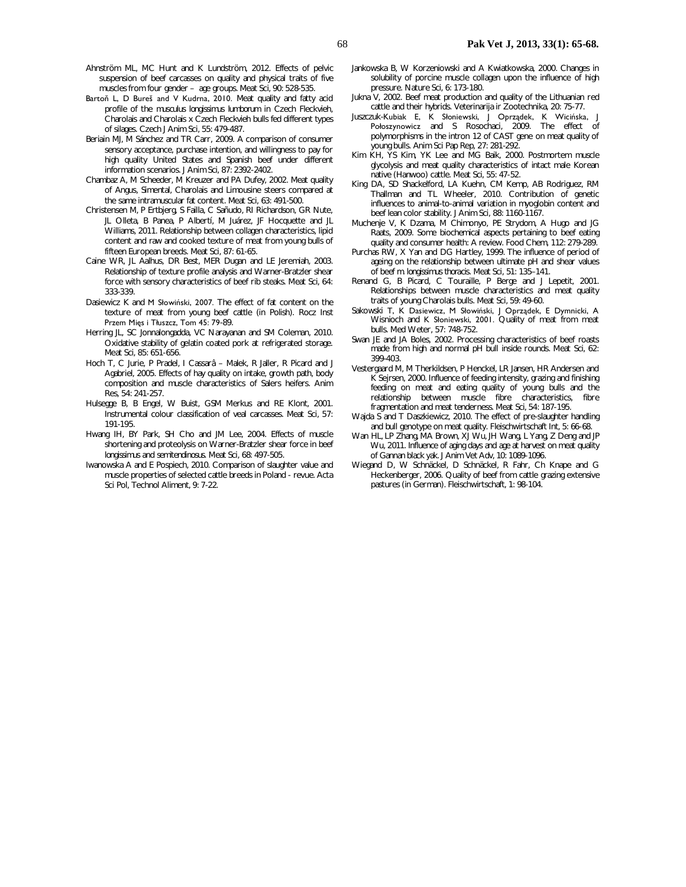Ahnström ML, MC Hunt and K Lundström, 2012. Effects of pelvic suspension of beef carcasses on quality and physical traits of five muscles from four gender – age groups. Meat Sci, 90: 528-535.

Bartoň L, D Bureš and V Kudrna, 2010. Meat quality and fatty acid profile of the musculus longissimus lumborum in Czech Fleckvieh, Charolais and Charolais x Czech Fleckvieh bulls fed different types of silages. Czech J Anim Sci, 55: 479-487.

Beriain MJ, M Sánchez and TR Carr, 2009. A comparison of consumer sensory acceptance, purchase intention, and willingness to pay for high quality United States and Spanish beef under different information scenarios. J Anim Sci, 87: 2392-2402.

Chambaz A, M Scheeder, M Kreuzer and PA Dufey, 2002. Meat quality of Angus, Simental, Charolais and Limousine steers compared at the same intramuscular fat content. Meat Sci, 63: 491-500.

Christensen M, P Ertbjerg, S Failla, C Sañudo, RI Richardson, GR Nute, JL Olleta, B Panea, P Albertí, M Juárez, JF Hocquette and JL Williams, 2011. Relationship between collagen characteristics, lipid content and raw and cooked texture of meat from young bulls of fifteen European breeds. Meat Sci, 87: 61-65.

Caine WR, JL Aalhus, DR Best, MER Dugan and LE Jeremiah, 2003. Relationship of texture profile analysis and Warner-Bratzler shear force with sensory characteristics of beef rib steaks. Meat Sci, 64: 333-339.

Dasiewicz K and M Słowiński, 2007. The effect of fat content on the texture of meat from young beef cattle (in Polish). Rocz Inst Przem Mięs i Tłuszcz, Tom 45: 79-89.

Herring JL, SC Jonnalongadda, VC Narayanan and SM Coleman, 2010. Oxidative stability of gelatin coated pork at refrigerated storage. Meat Sci, 85: 651-656.

Hoch T, C Jurie, P Pradel, I Cassarâ – Malek, R Jaller, R Picard and J Agabriel, 2005. Effects of hay quality on intake, growth path, body composition and muscle characteristics of Salers heifers. Anim Res, 54: 241-257.

Hulsegge B, B Engel, W Buist, GSM Merkus and RE Klont, 2001. Instrumental colour classification of veal carcasses. Meat Sci, 57: 191-195.

Hwang IH, BY Park, SH Cho and JM Lee, 2004. Effects of muscle shortening and proteolysis on Warner-Bratzler shear force in beef longissimus and semitendinosus. Meat Sci, 68: 497-505.

Iwanowska A and E Pospiech, 2010. Comparison of slaughter value and muscle properties of selected cattle breeds in Poland - revue. Acta Sci Pol, Technol Aliment, 9: 7-22.

Jankowska B, W Korzeniowski and A Kwiatkowska, 2000. Changes in solubility of porcine muscle collagen upon the influence of high pressure. Nature Sci, 6: 173-180.

Jukna V, 2002. Beef meat production and quality of the Lithuanian red cattle and their hybrids. Veterinarija ir Zootechnika, 20: 75-77.

Juszczuk-Kubiak E, K Słoniewski, J Oprządek, K Wicińska, J Połoszynowicz and S Rosochaci, 2009. The effect of polymorphisms in the intron 12 of CAST gene on meat quality of young bulls. Anim Sci Pap Rep, 27: 281-292.

Kim KH, YS Kim, YK Lee and MG Baik, 2000. Postmortem muscle glycolysis and meat quality characteristics of intact male Korean native (Hanwoo) cattle. Meat Sci, 55: 47-52.

King DA, SD Shackelford, LA Kuehn, CM Kemp, AB Rodriguez, RM Thallman and TL Wheeler, 2010. Contribution of genetic influences to animal-to-animal variation in myoglobin content and beef lean color stability. J Anim Sci, 88: 1160-1167.

Muchenje V, K Dzama, M Chimonyo, PE Strydom, A Hugo and JG Raats, 2009. Some biochemical aspects pertaining to beef eating quality and consumer health: A review. Food Chem, 112: 279-289.

Purchas RW, X Yan and DG Hartley, 1999. The influence of period of ageing on the relationship between ultimate pH and shear values of beef m. longissimus thoracis. Meat Sci, 51: 135–141.

Renand G, B Picard, C Touraille, P Berge and J Lepetit, 2001. Relationships between muscle characteristics and meat quality traits of young Charolais bulls. Meat Sci, 59: 49-60.

Sakowski T, K Dasiewicz, M Słowiński, J Oprządek, E Dymnicki, A Wisnioch and K Słoniewski, 2001. Quality of meat from meat bulls. Med Weter, 57: 748-752.

Swan JE and JA Boles, 2002. Processing characteristics of beef roasts made from high and normal pH bull inside rounds. Meat Sci, 62: 399-403.

Vestergaard M, M Therkildsen, P Henckel, LR Jansen, HR Andersen and K Sejrsen, 2000. Influence of feeding intensity, grazing and finishing feeding on meat and eating quality of young bulls and the relationship between muscle fibre characteristics, fibre fragmentation and meat tenderness. Meat Sci, 54: 187-195.

Wajda S and T Daszkiewicz, 2010. The effect of pre-slaughter handling and bull genotype on meat quality. Fleischwirtschaft Int, 5: 66-68.

Wan HL, LP Zhang, MA Brown, XJ Wu, JH Wang, L Yang, Z Deng and JP Wu, 2011. Influence of aging days and age at harvest on meat quality of Gannan black yak. J Anim Vet Adv, 10: 1089-1096.

Wiegand D, W Schnäckel, D Schnäckel, R Fahr, Ch Knape and G Heckenberger, 2006. Quality of beef from cattle grazing extensive pastures (in German). Fleischwirtschaft, 1: 98-104.